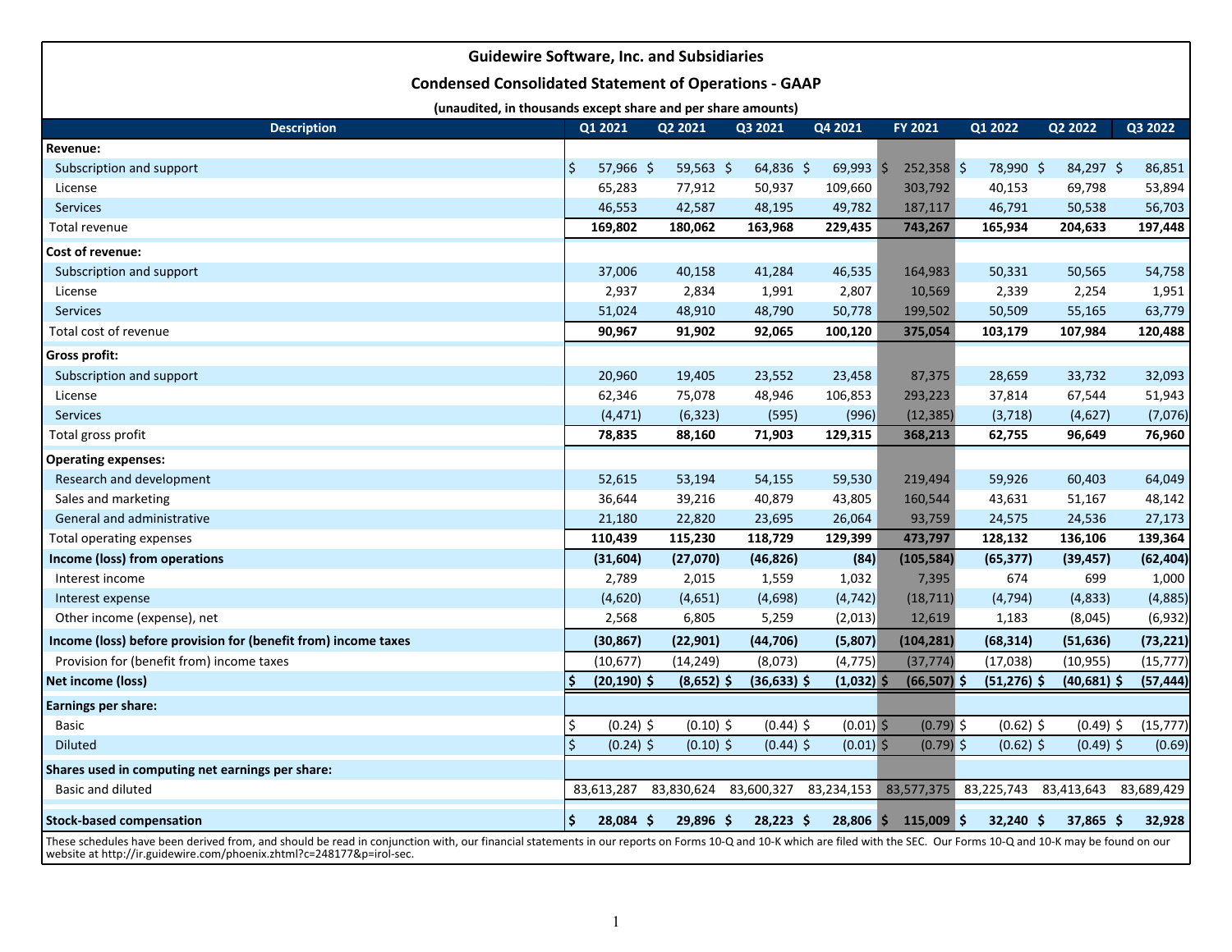## Guidewire Software, Inc. and Subsidiaries

### Condensed Consolidated Statement of Operations - GAAP

(unaudited, in thousands except share and per share amounts)

| Description | Q1 2021 | Q2 2021 | Q3 2021 | Q4 2021 | FY 2021 | Q1 2022 | Q2 2022 | Q3 2022 |
|---|---|---|---|---|---|---|---|---|
| **Revenue:** | | | | | | | | |
| Subscription and support | $ 57,966 | $ 59,563 | $ 64,836 | $ 69,993 | $ 252,358 | $ 78,990 | $ 84,297 | $ 86,851 |
| License | 65,283 | 77,912 | 50,937 | 109,660 | 303,792 | 40,153 | 69,798 | 53,894 |
| Services | 46,553 | 42,587 | 48,195 | 49,782 | 187,117 | 46,791 | 50,538 | 56,703 |
| Total revenue | **169,802** | **180,062** | **163,968** | **229,435** | **743,267** | **165,934** | **204,633** | **197,448** |
| **Cost of revenue:** | | | | | | | | |
| Subscription and support | 37,006 | 40,158 | 41,284 | 46,535 | 164,983 | 50,331 | 50,565 | 54,758 |
| License | 2,937 | 2,834 | 1,991 | 2,807 | 10,569 | 2,339 | 2,254 | 1,951 |
| Services | 51,024 | 48,910 | 48,790 | 50,778 | 199,502 | 50,509 | 55,165 | 63,779 |
| Total cost of revenue | **90,967** | **91,902** | **92,065** | **100,120** | **375,054** | **103,179** | **107,984** | **120,488** |
| **Gross profit:** | | | | | | | | |
| Subscription and support | 20,960 | 19,405 | 23,552 | 23,458 | 87,375 | 28,659 | 33,732 | 32,093 |
| License | 62,346 | 75,078 | 48,946 | 106,853 | 293,223 | 37,814 | 67,544 | 51,943 |
| Services | (4,471) | (6,323) | (595) | (996) | (12,385) | (3,718) | (4,627) | (7,076) |
| Total gross profit | **78,835** | **88,160** | **71,903** | **129,315** | **368,213** | **62,755** | **96,649** | **76,960** |
| **Operating expenses:** | | | | | | | | |
| Research and development | 52,615 | 53,194 | 54,155 | 59,530 | 219,494 | 59,926 | 60,403 | 64,049 |
| Sales and marketing | 36,644 | 39,216 | 40,879 | 43,805 | 160,544 | 43,631 | 51,167 | 48,142 |
| General and administrative | 21,180 | 22,820 | 23,695 | 26,064 | 93,759 | 24,575 | 24,536 | 27,173 |
| Total operating expenses | **110,439** | **115,230** | **118,729** | **129,399** | **473,797** | **128,132** | **136,106** | **139,364** |
| **Income (loss) from operations** | **(31,604)** | **(27,070)** | **(46,826)** | **(84)** | **(105,584)** | **(65,377)** | **(39,457)** | **(62,404)** |
| Interest income | 2,789 | 2,015 | 1,559 | 1,032 | 7,395 | 674 | 699 | 1,000 |
| Interest expense | (4,620) | (4,651) | (4,698) | (4,742) | (18,711) | (4,794) | (4,833) | (4,885) |
| Other income (expense), net | 2,568 | 6,805 | 5,259 | (2,013) | 12,619 | 1,183 | (8,045) | (6,932) |
| **Income (loss) before provision for (benefit from) income taxes** | **(30,867)** | **(22,901)** | **(44,706)** | **(5,807)** | **(104,281)** | **(68,314)** | **(51,636)** | **(73,221)** |
| Provision for (benefit from) income taxes | (10,677) | (14,249) | (8,073) | (4,775) | (37,774) | (17,038) | (10,955) | (15,777) |
| **Net income (loss)** | **$ (20,190)** | **$ (8,652)** | **$ (36,633)** | **$ (1,032)** | **$ (66,507)** | **$ (51,276)** | **$ (40,681)** | **$ (57,444)** |
| **Earnings per share:** | | | | | | | | |
| Basic | $ (0.24) | $ (0.10) | $ (0.44) | $ (0.01) | $ (0.79) | $ (0.62) | $ (0.49) | $ (15,777) |
| Diluted | $ (0.24) | $ (0.10) | $ (0.44) | $ (0.01) | $ (0.79) | $ (0.62) | $ (0.49) | $ (0.69) |
| **Shares used in computing net earnings per share:** | | | | | | | | |
| Basic and diluted | 83,613,287 | 83,830,624 | 83,600,327 | 83,234,153 | 83,577,375 | 83,225,743 | 83,413,643 | 83,689,429 |
| **Stock-based compensation** | **$ 28,084** | **$ 29,896** | **$ 28,223** | **$ 28,806** | **$ 115,009** | **$ 32,240** | **$ 37,865** | **$ 32,928** |

These schedules have been derived from, and should be read in conjunction with, our financial statements in our reports on Forms 10-Q and 10-K which are filed with the SEC. Our Forms 10-Q and 10-K may be found on our website at http://ir.guidewire.com/phoenix.zhtml?c=248177&p=irol-sec.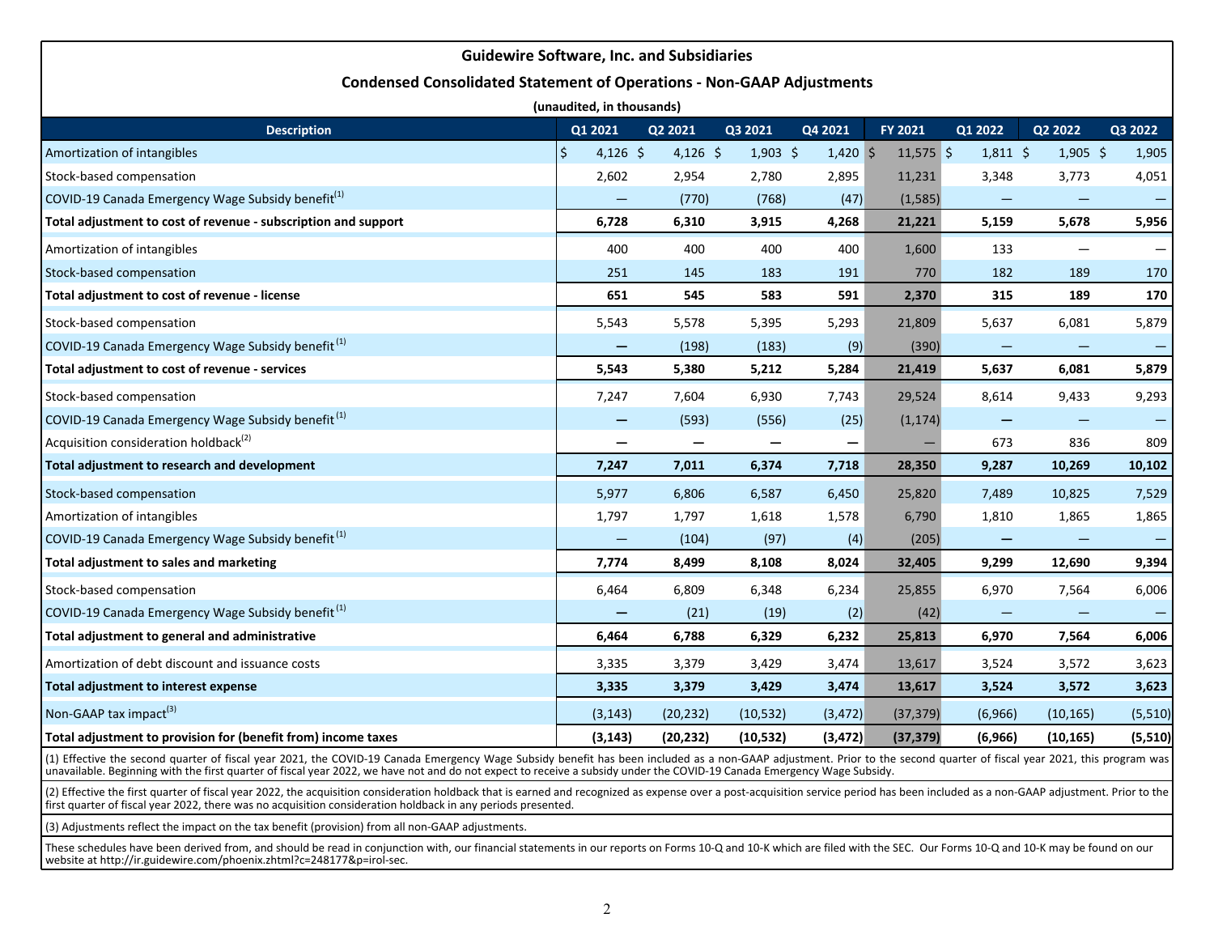**Guidewire Software, Inc. and Subsidiaries**

**Condensed Consolidated Statement of Operations - Non-GAAP Adjustments**

**(unaudited, in thousands)**

| Description | Q1 2021 | Q2 2021 | Q3 2021 | Q4 2021 | FY 2021 | Q1 2022 | Q2 2022 | Q3 2022 |
|---|---|---|---|---|---|---|---|---|
| Amortization of intangibles | $ 4,126 | $ 4,126 | $ 1,903 | $ 1,420 | $ 11,575 | $ 1,811 | $ 1,905 | $ 1,905 |
| Stock-based compensation | 2,602 | 2,954 | 2,780 | 2,895 | 11,231 | 3,348 | 3,773 | 4,051 |
| COVID-19 Canada Emergency Wage Subsidy benefit[1] | — | (770) | (768) | (47) | (1,585) | — | — | — |
| **Total adjustment to cost of revenue - subscription and support** | **6,728** | **6,310** | **3,915** | **4,268** | **21,221** | **5,159** | **5,678** | **5,956** |
| Amortization of intangibles | 400 | 400 | 400 | 400 | 1,600 | 133 | — | — |
| Stock-based compensation | 251 | 145 | 183 | 191 | 770 | 182 | 189 | 170 |
| **Total adjustment to cost of revenue - license** | **651** | **545** | **583** | **591** | **2,370** | **315** | **189** | **170** |
| Stock-based compensation | 5,543 | 5,578 | 5,395 | 5,293 | 21,809 | 5,637 | 6,081 | 5,879 |
| COVID-19 Canada Emergency Wage Subsidy benefit[1] | — | (198) | (183) | (9) | (390) | — | — | — |
| **Total adjustment to cost of revenue - services** | **5,543** | **5,380** | **5,212** | **5,284** | **21,419** | **5,637** | **6,081** | **5,879** |
| Stock-based compensation | 7,247 | 7,604 | 6,930 | 7,743 | 29,524 | 8,614 | 9,433 | 9,293 |
| COVID-19 Canada Emergency Wage Subsidy benefit[1] | — | (593) | (556) | (25) | (1,174) | — | — | — |
| Acquisition consideration holdback[2] | — | — | — | — | — | 673 | 836 | 809 |
| **Total adjustment to research and development** | **7,247** | **7,011** | **6,374** | **7,718** | **28,350** | **9,287** | **10,269** | **10,102** |
| Stock-based compensation | 5,977 | 6,806 | 6,587 | 6,450 | 25,820 | 7,489 | 10,825 | 7,529 |
| Amortization of intangibles | 1,797 | 1,797 | 1,618 | 1,578 | 6,790 | 1,810 | 1,865 | 1,865 |
| COVID-19 Canada Emergency Wage Subsidy benefit[1] | — | (104) | (97) | (4) | (205) | — | — | — |
| **Total adjustment to sales and marketing** | **7,774** | **8,499** | **8,108** | **8,024** | **32,405** | **9,299** | **12,690** | **9,394** |
| Stock-based compensation | 6,464 | 6,809 | 6,348 | 6,234 | 25,855 | 6,970 | 7,564 | 6,006 |
| COVID-19 Canada Emergency Wage Subsidy benefit[1] | — | (21) | (19) | (2) | (42) | — | — | — |
| **Total adjustment to general and administrative** | **6,464** | **6,788** | **6,329** | **6,232** | **25,813** | **6,970** | **7,564** | **6,006** |
| Amortization of debt discount and issuance costs | 3,335 | 3,379 | 3,429 | 3,474 | 13,617 | 3,524 | 3,572 | 3,623 |
| **Total adjustment to interest expense** | **3,335** | **3,379** | **3,429** | **3,474** | **13,617** | **3,524** | **3,572** | **3,623** |
| Non-GAAP tax impact[3] | (3,143) | (20,232) | (10,532) | (3,472) | (37,379) | (6,966) | (10,165) | (5,510) |
| **Total adjustment to provision for (benefit from) income taxes** | **(3,143)** | **(20,232)** | **(10,532)** | **(3,472)** | **(37,379)** | **(6,966)** | **(10,165)** | **(5,510)** |

(1) Effective the second quarter of fiscal year 2021, the COVID-19 Canada Emergency Wage Subsidy benefit has been included as a non-GAAP adjustment. Prior to the second quarter of fiscal year 2021, this program was unavailable. Beginning with the first quarter of fiscal year 2022, we have not and do not expect to receive a subsidy under the COVID-19 Canada Emergency Wage Subsidy.

(2) Effective the first quarter of fiscal year 2022, the acquisition consideration holdback that is earned and recognized as expense over a post-acquisition service period has been included as a non-GAAP adjustment. Prior to the first quarter of fiscal year 2022, there was no acquisition consideration holdback in any periods presented.

(3) Adjustments reflect the impact on the tax benefit (provision) from all non-GAAP adjustments.

These schedules have been derived from, and should be read in conjunction with, our financial statements in our reports on Forms 10-Q and 10-K which are filed with the SEC. Our Forms 10-Q and 10-K may be found on our website at http://ir.guidewire.com/phoenix.zhtml?c=248177&p=irol-sec.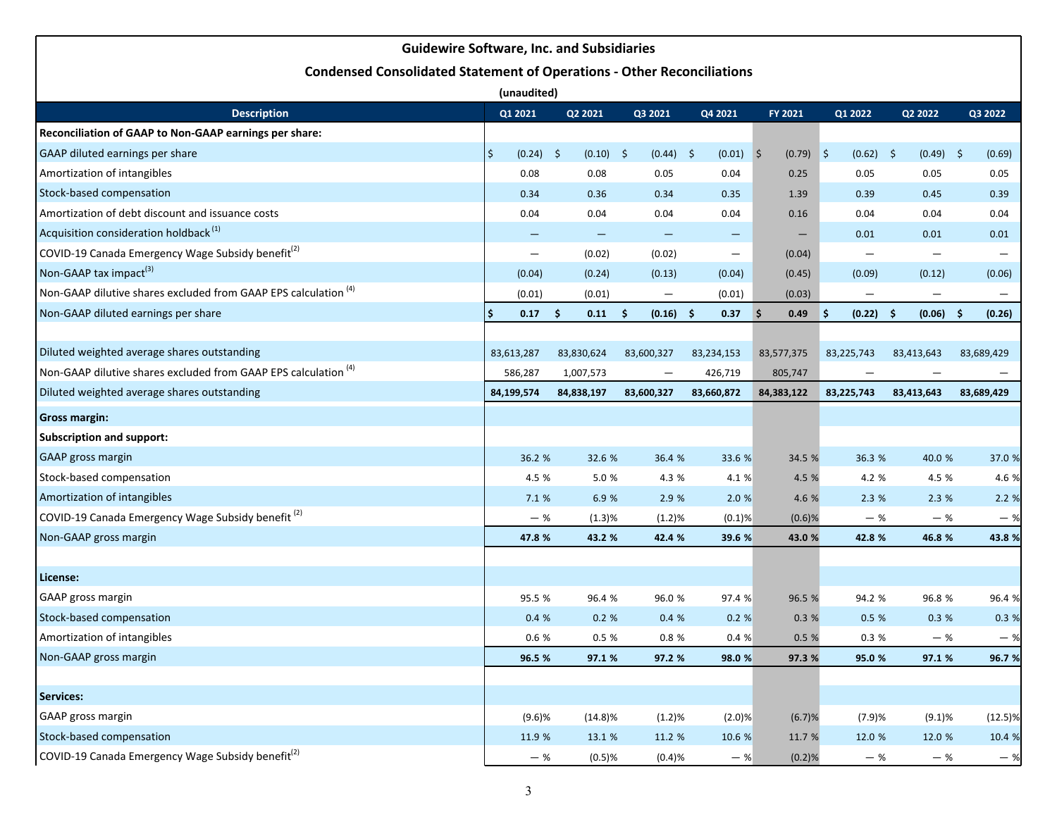# Guidewire Software, Inc. and Subsidiaries

## Condensed Consolidated Statement of Operations - Other Reconciliations

**(unaudited)**

| Description | Q1 2021 | Q2 2021 | Q3 2021 | Q4 2021 | FY 2021 | Q1 2022 | Q2 2022 | Q3 2022 |
|---|---|---|---|---|---|---|---|---|
| **Reconciliation of GAAP to Non-GAAP earnings per share:** | | | | | | | | |
| GAAP diluted earnings per share | $ (0.24) | $ (0.10) | $ (0.44) | $ (0.01) | $ (0.79) | $ (0.62) | $ (0.49) | $ (0.69) |
| Amortization of intangibles | 0.08 | 0.08 | 0.05 | 0.04 | 0.25 | 0.05 | 0.05 | 0.05 |
| Stock-based compensation | 0.34 | 0.36 | 0.34 | 0.35 | 1.39 | 0.39 | 0.45 | 0.39 |
| Amortization of debt discount and issuance costs | 0.04 | 0.04 | 0.04 | 0.04 | 0.16 | 0.04 | 0.04 | 0.04 |
| Acquisition consideration holdback [1] | — | — | — | — | — | 0.01 | 0.01 | 0.01 |
| COVID-19 Canada Emergency Wage Subsidy benefit[2] | — | (0.02) | (0.02) | — | (0.04) | — | — | — |
| Non-GAAP tax impact[3] | (0.04) | (0.24) | (0.13) | (0.04) | (0.45) | (0.09) | (0.12) | (0.06) |
| Non-GAAP dilutive shares excluded from GAAP EPS calculation [4] | (0.01) | (0.01) | — | (0.01) | (0.03) | — | — | — |
| Non-GAAP diluted earnings per share | **$ 0.17** | **$ 0.11** | **$ (0.16)** | **$ 0.37** | **$ 0.49** | **$ (0.22)** | **$ (0.06)** | **$ (0.26)** |
| | | | | | | | | |
| Diluted weighted average shares outstanding | 83,613,287 | 83,830,624 | 83,600,327 | 83,234,153 | 83,577,375 | 83,225,743 | 83,413,643 | 83,689,429 |
| Non-GAAP dilutive shares excluded from GAAP EPS calculation [4] | 586,287 | 1,007,573 | — | 426,719 | 805,747 | — | — | — |
| Diluted weighted average shares outstanding | **84,199,574** | **84,838,197** | **83,600,327** | **83,660,872** | **84,383,122** | **83,225,743** | **83,413,643** | **83,689,429** |
| **Gross margin:** | | | | | | | | |
| **Subscription and support:** | | | | | | | | |
| GAAP gross margin | 36.2 % | 32.6 % | 36.4 % | 33.6 % | 34.5 % | 36.3 % | 40.0 % | 37.0 % |
| Stock-based compensation | 4.5 % | 5.0 % | 4.3 % | 4.1 % | 4.5 % | 4.2 % | 4.5 % | 4.6 % |
| Amortization of intangibles | 7.1 % | 6.9 % | 2.9 % | 2.0 % | 4.6 % | 2.3 % | 2.3 % | 2.2 % |
| COVID-19 Canada Emergency Wage Subsidy benefit [2] | — % | (1.3)% | (1.2)% | (0.1)% | (0.6)% | — % | — % | — % |
| Non-GAAP gross margin | **47.8 %** | **43.2 %** | **42.4 %** | **39.6 %** | **43.0 %** | **42.8 %** | **46.8 %** | **43.8 %** |
| | | | | | | | | |
| **License:** | | | | | | | | |
| GAAP gross margin | 95.5 % | 96.4 % | 96.0 % | 97.4 % | 96.5 % | 94.2 % | 96.8 % | 96.4 % |
| Stock-based compensation | 0.4 % | 0.2 % | 0.4 % | 0.2 % | 0.3 % | 0.5 % | 0.3 % | 0.3 % |
| Amortization of intangibles | 0.6 % | 0.5 % | 0.8 % | 0.4 % | 0.5 % | 0.3 % | — % | — % |
| Non-GAAP gross margin | **96.5 %** | **97.1 %** | **97.2 %** | **98.0 %** | **97.3 %** | **95.0 %** | **97.1 %** | **96.7 %** |
| | | | | | | | | |
| **Services:** | | | | | | | | |
| GAAP gross margin | (9.6)% | (14.8)% | (1.2)% | (2.0)% | (6.7)% | (7.9)% | (9.1)% | (12.5)% |
| Stock-based compensation | 11.9 % | 13.1 % | 11.2 % | 10.6 % | 11.7 % | 12.0 % | 12.0 % | 10.4 % |
| COVID-19 Canada Emergency Wage Subsidy benefit[2] | — % | (0.5)% | (0.4)% | — % | (0.2)% | — % | — % | — % |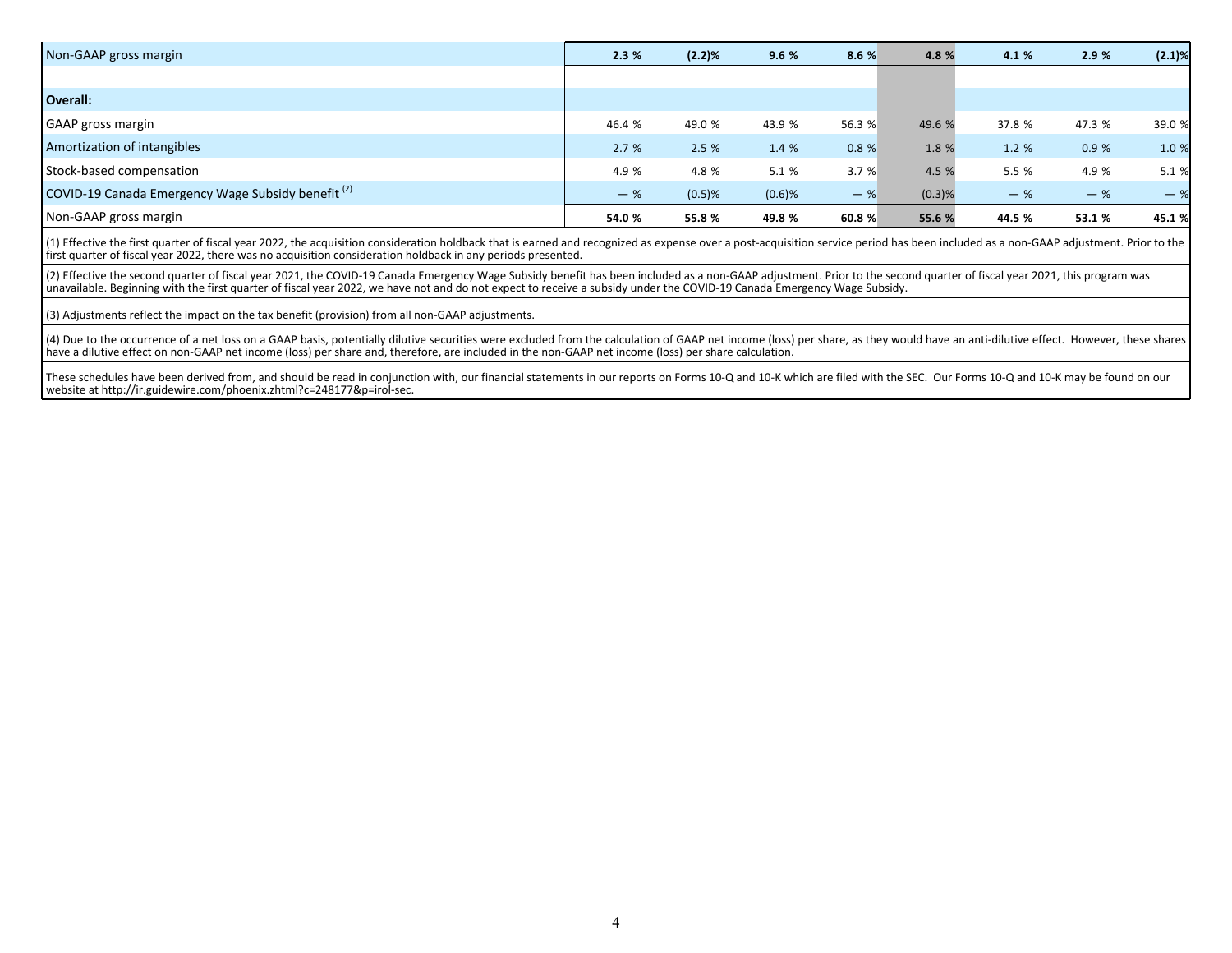| | | | | | | | | |
|---|---|---|---|---|---|---|---|---|
| Non-GAAP gross margin | **2.3 %** | **(2.2)%** | **9.6 %** | **8.6 %** | **4.8 %** | **4.1 %** | **2.9 %** | **(2.1)%** |
| | | | | | | | | |
| **Overall:** | | | | | | | | |
| GAAP gross margin | 46.4 % | 49.0 % | 43.9 % | 56.3 % | 49.6 % | 37.8 % | 47.3 % | 39.0 % |
| Amortization of intangibles | 2.7 % | 2.5 % | 1.4 % | 0.8 % | 1.8 % | 1.2 % | 0.9 % | 1.0 % |
| Stock-based compensation | 4.9 % | 4.8 % | 5.1 % | 3.7 % | 4.5 % | 5.5 % | 4.9 % | 5.1 % |
| COVID-19 Canada Emergency Wage Subsidy benefit (2) | — % | (0.5)% | (0.6)% | — % | (0.3)% | — % | — % | — % |
| Non-GAAP gross margin | **54.0 %** | **55.8 %** | **49.8 %** | **60.8 %** | **55.6 %** | **44.5 %** | **53.1 %** | **45.1 %** |

(1) Effective the first quarter of fiscal year 2022, the acquisition consideration holdback that is earned and recognized as expense over a post-acquisition service period has been included as a non-GAAP adjustment. Prior to the first quarter of fiscal year 2022, there was no acquisition consideration holdback in any periods presented.

(2) Effective the second quarter of fiscal year 2021, the COVID-19 Canada Emergency Wage Subsidy benefit has been included as a non-GAAP adjustment. Prior to the second quarter of fiscal year 2021, this program was unavailable. Beginning with the first quarter of fiscal year 2022, we have not and do not expect to receive a subsidy under the COVID-19 Canada Emergency Wage Subsidy.

(3) Adjustments reflect the impact on the tax benefit (provision) from all non-GAAP adjustments.

(4) Due to the occurrence of a net loss on a GAAP basis, potentially dilutive securities were excluded from the calculation of GAAP net income (loss) per share, as they would have an anti-dilutive effect. However, these shares have a dilutive effect on non-GAAP net income (loss) per share and, therefore, are included in the non-GAAP net income (loss) per share calculation.

These schedules have been derived from, and should be read in conjunction with, our financial statements in our reports on Forms 10-Q and 10-K which are filed with the SEC. Our Forms 10-Q and 10-K may be found on our website at http://ir.guidewire.com/phoenix.zhtml?c=248177&p=irol-sec.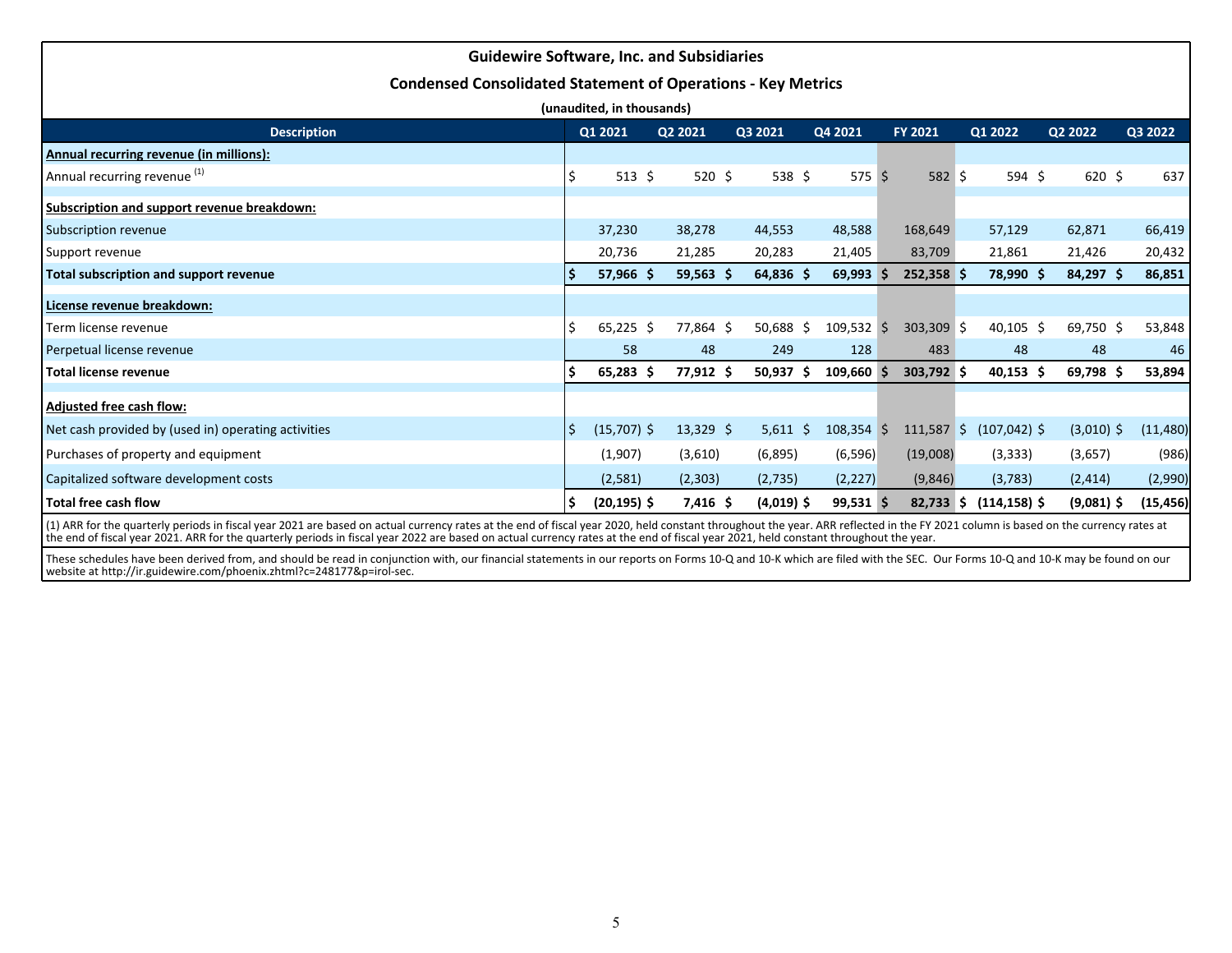## Guidewire Software, Inc. and Subsidiaries

### Condensed Consolidated Statement of Operations - Key Metrics

(unaudited, in thousands)

| Description | Q1 2021 | Q2 2021 | Q3 2021 | Q4 2021 | FY 2021 | Q1 2022 | Q2 2022 | Q3 2022 |
|---|---|---|---|---|---|---|---|---|
| **Annual recurring revenue (in millions):** | | | | | | | | |
| Annual recurring revenue [(1)] | $ 513 | $ 520 | $ 538 | $ 575 | $ 582 | $ 594 | $ 620 | $ 637 |
| **Subscription and support revenue breakdown:** | | | | | | | | |
| Subscription revenue | 37,230 | 38,278 | 44,553 | 48,588 | 168,649 | 57,129 | 62,871 | 66,419 |
| Support revenue | 20,736 | 21,285 | 20,283 | 21,405 | 83,709 | 21,861 | 21,426 | 20,432 |
| **Total subscription and support revenue** | **$ 57,966** | **$ 59,563** | **$ 64,836** | **$ 69,993** | **$ 252,358** | **$ 78,990** | **$ 84,297** | **$ 86,851** |
| **License revenue breakdown:** | | | | | | | | |
| Term license revenue | $ 65,225 | $ 77,864 | $ 50,688 | $ 109,532 | $ 303,309 | $ 40,105 | $ 69,750 | $ 53,848 |
| Perpetual license revenue | 58 | 48 | 249 | 128 | 483 | 48 | 48 | 46 |
| **Total license revenue** | **$ 65,283** | **$ 77,912** | **$ 50,937** | **$ 109,660** | **$ 303,792** | **$ 40,153** | **$ 69,798** | **$ 53,894** |
| **Adjusted free cash flow:** | | | | | | | | |
| Net cash provided by (used in) operating activities | $ (15,707) | $ 13,329 | $ 5,611 | $ 108,354 | $ 111,587 | $ (107,042) | $ (3,010) | $ (11,480) |
| Purchases of property and equipment | (1,907) | (3,610) | (6,895) | (6,596) | (19,008) | (3,333) | (3,657) | (986) |
| Capitalized software development costs | (2,581) | (2,303) | (2,735) | (2,227) | (9,846) | (3,783) | (2,414) | (2,990) |
| **Total free cash flow** | **$ (20,195)** | **$ 7,416** | **$ (4,019)** | **$ 99,531** | **$ 82,733** | **$ (114,158)** | **$ (9,081)** | **$ (15,456)** |

(1) ARR for the quarterly periods in fiscal year 2021 are based on actual currency rates at the end of fiscal year 2020, held constant throughout the year. ARR reflected in the FY 2021 column is based on the currency rates at the end of fiscal year 2021. ARR for the quarterly periods in fiscal year 2022 are based on actual currency rates at the end of fiscal year 2021, held constant throughout the year.

These schedules have been derived from, and should be read in conjunction with, our financial statements in our reports on Forms 10-Q and 10-K which are filed with the SEC. Our Forms 10-Q and 10-K may be found on our website at http://ir.guidewire.com/phoenix.zhtml?c=248177&p=irol-sec.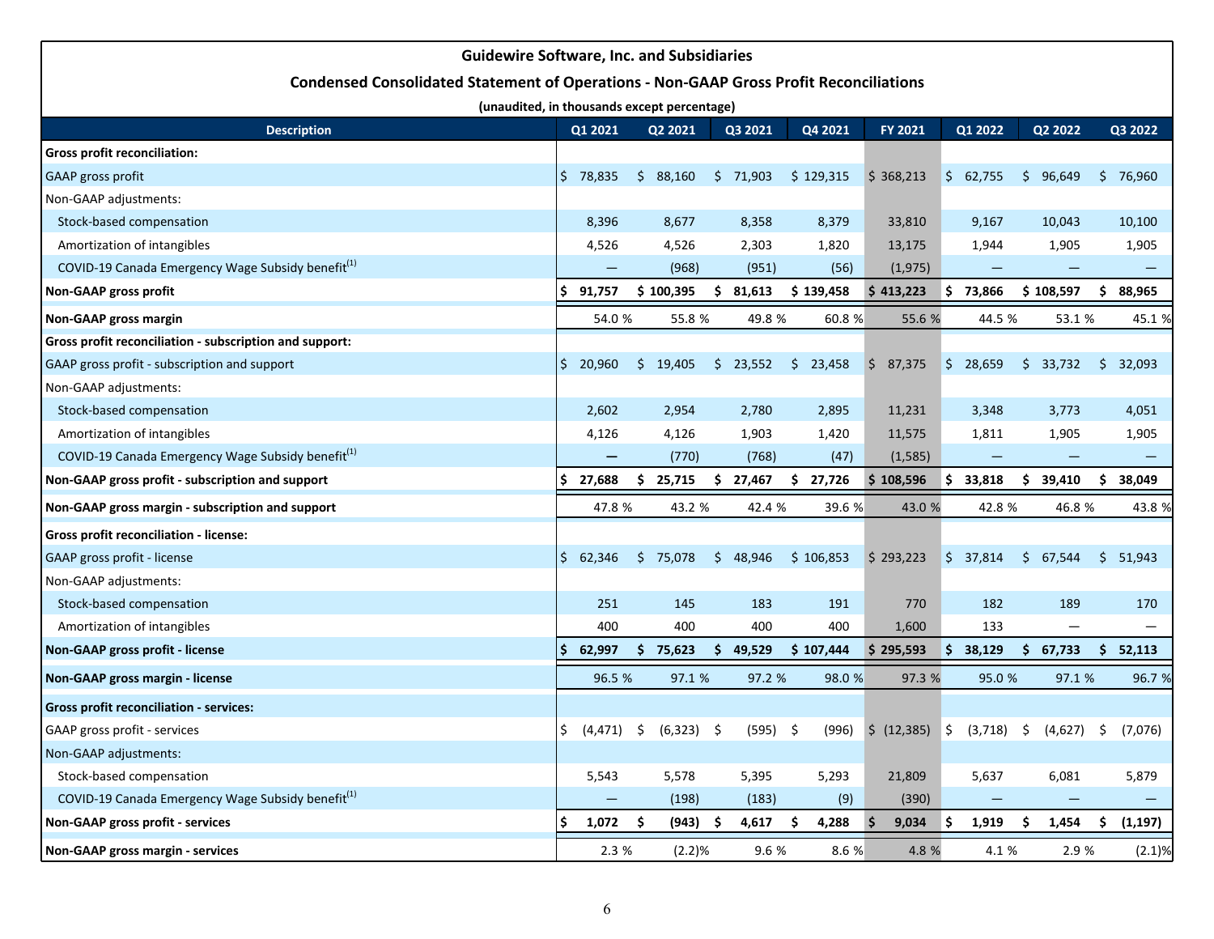**Guidewire Software, Inc. and Subsidiaries**

**Condensed Consolidated Statement of Operations - Non-GAAP Gross Profit Reconciliations**

**(unaudited, in thousands except percentage)**

| Description | Q1 2021 | Q2 2021 | Q3 2021 | Q4 2021 | FY 2021 | Q1 2022 | Q2 2022 | Q3 2022 |
|---|---|---|---|---|---|---|---|---|
| **Gross profit reconciliation:** | | | | | | | | |
| GAAP gross profit | $ 78,835 | $ 88,160 | $ 71,903 | $ 129,315 | $ 368,213 | $ 62,755 | $ 96,649 | $ 76,960 |
| Non-GAAP adjustments: | | | | | | | | |
| Stock-based compensation | 8,396 | 8,677 | 8,358 | 8,379 | 33,810 | 9,167 | 10,043 | 10,100 |
| Amortization of intangibles | 4,526 | 4,526 | 2,303 | 1,820 | 13,175 | 1,944 | 1,905 | 1,905 |
| COVID-19 Canada Emergency Wage Subsidy benefit[(1)] | — | (968) | (951) | (56) | (1,975) | — | — | — |
| **Non-GAAP gross profit** | **$ 91,757** | **$ 100,395** | **$ 81,613** | **$ 139,458** | **$ 413,223** | **$ 73,866** | **$ 108,597** | **$ 88,965** |
| **Non-GAAP gross margin** | 54.0 % | 55.8 % | 49.8 % | 60.8 % | 55.6 % | 44.5 % | 53.1 % | 45.1 % |
| **Gross profit reconciliation - subscription and support:** | | | | | | | | |
| GAAP gross profit - subscription and support | $ 20,960 | $ 19,405 | $ 23,552 | $ 23,458 | $ 87,375 | $ 28,659 | $ 33,732 | $ 32,093 |
| Non-GAAP adjustments: | | | | | | | | |
| Stock-based compensation | 2,602 | 2,954 | 2,780 | 2,895 | 11,231 | 3,348 | 3,773 | 4,051 |
| Amortization of intangibles | 4,126 | 4,126 | 1,903 | 1,420 | 11,575 | 1,811 | 1,905 | 1,905 |
| COVID-19 Canada Emergency Wage Subsidy benefit[(1)] | — | (770) | (768) | (47) | (1,585) | — | — | — |
| **Non-GAAP gross profit - subscription and support** | **$ 27,688** | **$ 25,715** | **$ 27,467** | **$ 27,726** | **$ 108,596** | **$ 33,818** | **$ 39,410** | **$ 38,049** |
| **Non-GAAP gross margin - subscription and support** | 47.8 % | 43.2 % | 42.4 % | 39.6 % | 43.0 % | 42.8 % | 46.8 % | 43.8 % |
| **Gross profit reconciliation - license:** | | | | | | | | |
| GAAP gross profit - license | $ 62,346 | $ 75,078 | $ 48,946 | $ 106,853 | $ 293,223 | $ 37,814 | $ 67,544 | $ 51,943 |
| Non-GAAP adjustments: | | | | | | | | |
| Stock-based compensation | 251 | 145 | 183 | 191 | 770 | 182 | 189 | 170 |
| Amortization of intangibles | 400 | 400 | 400 | 400 | 1,600 | 133 | — | — |
| **Non-GAAP gross profit - license** | **$ 62,997** | **$ 75,623** | **$ 49,529** | **$ 107,444** | **$ 295,593** | **$ 38,129** | **$ 67,733** | **$ 52,113** |
| **Non-GAAP gross margin - license** | 96.5 % | 97.1 % | 97.2 % | 98.0 % | 97.3 % | 95.0 % | 97.1 % | 96.7 % |
| **Gross profit reconciliation - services:** | | | | | | | | |
| GAAP gross profit - services | $ (4,471) | $ (6,323) | $ (595) | $ (996) | $ (12,385) | $ (3,718) | $ (4,627) | $ (7,076) |
| Non-GAAP adjustments: | | | | | | | | |
| Stock-based compensation | 5,543 | 5,578 | 5,395 | 5,293 | 21,809 | 5,637 | 6,081 | 5,879 |
| COVID-19 Canada Emergency Wage Subsidy benefit[(1)] | — | (198) | (183) | (9) | (390) | — | — | — |
| **Non-GAAP gross profit - services** | **$ 1,072** | **$ (943)** | **$ 4,617** | **$ 4,288** | **$ 9,034** | **$ 1,919** | **$ 1,454** | **$ (1,197)** |
| **Non-GAAP gross margin - services** | 2.3 % | (2.2)% | 9.6 % | 8.6 % | 4.8 % | 4.1 % | 2.9 % | (2.1)% |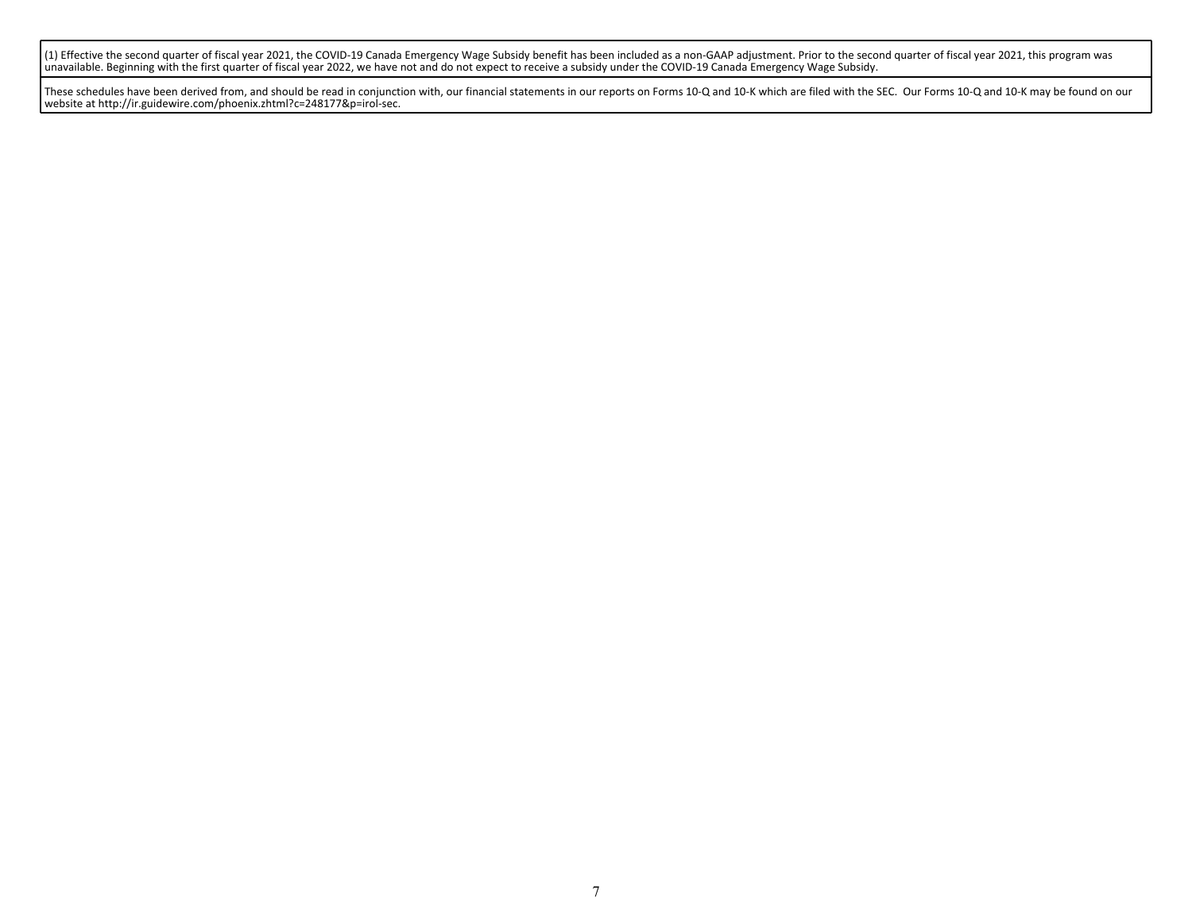(1) Effective the second quarter of fiscal year 2021, the COVID-19 Canada Emergency Wage Subsidy benefit has been included as a non-GAAP adjustment. Prior to the second quarter of fiscal year 2021, this program was unavailable. Beginning with the first quarter of fiscal year 2022, we have not and do not expect to receive a subsidy under the COVID-19 Canada Emergency Wage Subsidy.

These schedules have been derived from, and should be read in conjunction with, our financial statements in our reports on Forms 10-Q and 10-K which are filed with the SEC. Our Forms 10-Q and 10-K may be found on our website at http://ir.guidewire.com/phoenix.zhtml?c=248177&p=irol-sec.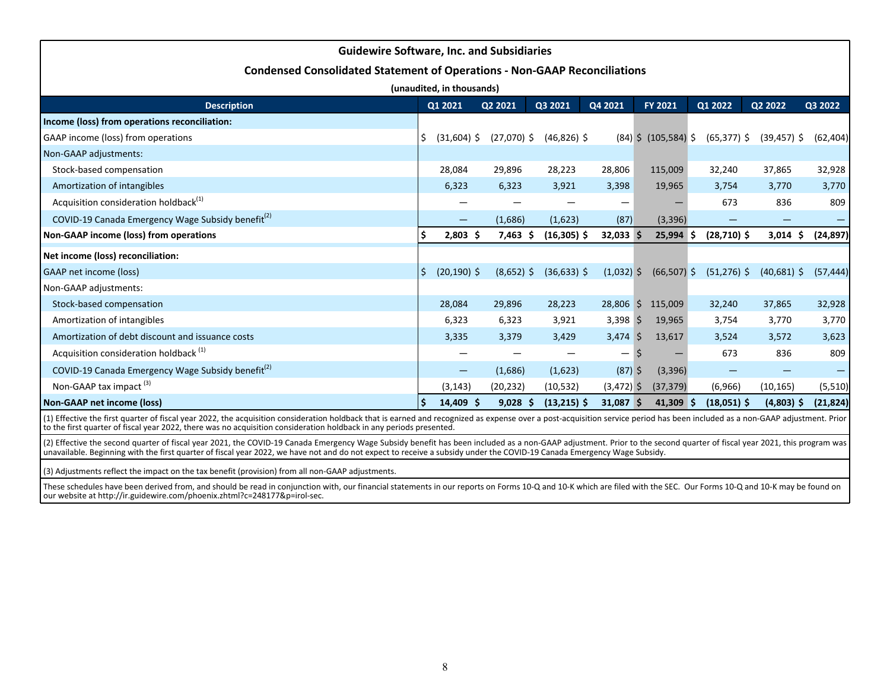## Guidewire Software, Inc. and Subsidiaries

### Condensed Consolidated Statement of Operations - Non-GAAP Reconciliations

(unaudited, in thousands)

| Description | Q1 2021 | Q2 2021 | Q3 2021 | Q4 2021 | FY 2021 | Q1 2022 | Q2 2022 | Q3 2022 |
|---|---|---|---|---|---|---|---|---|
| **Income (loss) from operations reconciliation:** | | | | | | | | |
| GAAP income (loss) from operations | $ (31,604) | $ (27,070) | $ (46,826) | $ (84) | $ (105,584) | $ (65,377) | $ (39,457) | $ (62,404) |
| Non-GAAP adjustments: | | | | | | | | |
| Stock-based compensation | 28,084 | 29,896 | 28,223 | 28,806 | 115,009 | 32,240 | 37,865 | 32,928 |
| Amortization of intangibles | 6,323 | 6,323 | 3,921 | 3,398 | 19,965 | 3,754 | 3,770 | 3,770 |
| Acquisition consideration holdback[(1)] | — | — | — | — | — | 673 | 836 | 809 |
| COVID-19 Canada Emergency Wage Subsidy benefit[(2)] | — | (1,686) | (1,623) | (87) | (3,396) | — | — | — |
| **Non-GAAP income (loss) from operations** | **$ 2,803** | **$ 7,463** | **$ (16,305)** | **$ 32,033** | **$ 25,994** | **$ (28,710)** | **$ 3,014** | **$ (24,897)** |
| **Net income (loss) reconciliation:** | | | | | | | | |
| GAAP net income (loss) | $ (20,190) | $ (8,652) | $ (36,633) | $ (1,032) | $ (66,507) | $ (51,276) | $ (40,681) | $ (57,444) |
| Non-GAAP adjustments: | | | | | | | | |
| Stock-based compensation | 28,084 | 29,896 | 28,223 | 28,806 | $ 115,009 | 32,240 | 37,865 | 32,928 |
| Amortization of intangibles | 6,323 | 6,323 | 3,921 | 3,398 | $ 19,965 | 3,754 | 3,770 | 3,770 |
| Amortization of debt discount and issuance costs | 3,335 | 3,379 | 3,429 | 3,474 | $ 13,617 | 3,524 | 3,572 | 3,623 |
| Acquisition consideration holdback [(1)] | — | — | — | — | $ — | 673 | 836 | 809 |
| COVID-19 Canada Emergency Wage Subsidy benefit[(2)] | — | (1,686) | (1,623) | (87) | $ (3,396) | — | — | — |
| Non-GAAP tax impact [(3)] | (3,143) | (20,232) | (10,532) | (3,472) | $ (37,379) | (6,966) | (10,165) | (5,510) |
| **Non-GAAP net income (loss)** | **$ 14,409** | **$ 9,028** | **$ (13,215)** | **$ 31,087** | **$ 41,309** | **$ (18,051)** | **$ (4,803)** | **$ (21,824)** |

(1) Effective the first quarter of fiscal year 2022, the acquisition consideration holdback that is earned and recognized as expense over a post-acquisition service period has been included as a non-GAAP adjustment. Prior to the first quarter of fiscal year 2022, there was no acquisition consideration holdback in any periods presented.

(2) Effective the second quarter of fiscal year 2021, the COVID-19 Canada Emergency Wage Subsidy benefit has been included as a non-GAAP adjustment. Prior to the second quarter of fiscal year 2021, this program was unavailable. Beginning with the first quarter of fiscal year 2022, we have not and do not expect to receive a subsidy under the COVID-19 Canada Emergency Wage Subsidy.

(3) Adjustments reflect the impact on the tax benefit (provision) from all non-GAAP adjustments.

These schedules have been derived from, and should be read in conjunction with, our financial statements in our reports on Forms 10-Q and 10-K which are filed with the SEC. Our Forms 10-Q and 10-K may be found on our website at http://ir.guidewire.com/phoenix.zhtml?c=248177&p=irol-sec.